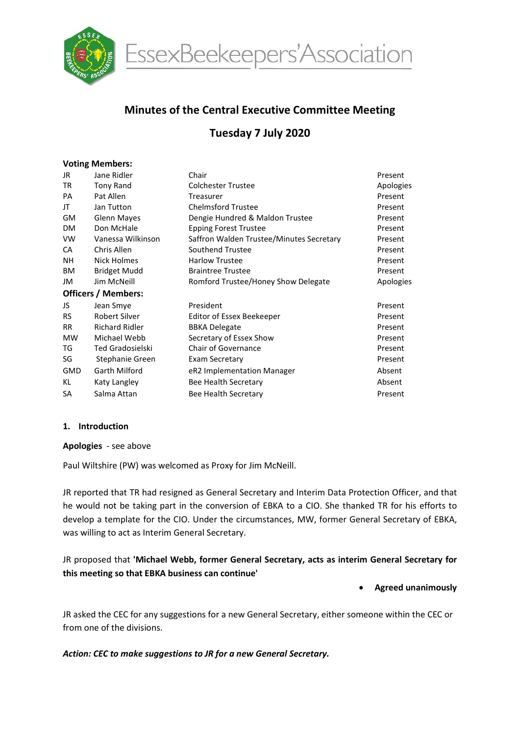EssexBeekeepers'Association

# Minutes of the Central Executive Committee Meeting

## Tuesday 7 July 2020

**Voting Members:**

| | | | |
|---|---|---|---|
| JR | Jane Ridler | Chair | Present |
| TR | Tony Rand | Colchester Trustee | Apologies |
| PA | Pat Allen | Treasurer | Present |
| JT | Jan Tutton | Chelmsford Trustee | Present |
| GM | Glenn Mayes | Dengie Hundred & Maldon Trustee | Present |
| DM | Don McHale | Epping Forest Trustee | Present |
| VW | Vanessa Wilkinson | Saffron Walden Trustee/Minutes Secretary | Present |
| CA | Chris Allen | Southend Trustee | Present |
| NH | Nick Holmes | Harlow Trustee | Present |
| BM | Bridget Mudd | Braintree Trustee | Present |
| JM | Jim McNeill | Romford Trustee/Honey Show Delegate | Apologies |

**Officers / Members:**

| | | | |
|---|---|---|---|
| JS | Jean Smye | President | Present |
| RS | Robert Silver | Editor of Essex Beekeeper | Present |
| RR | Richard Ridler | BBKA Delegate | Present |
| MW | Michael Webb | Secretary of Essex Show | Present |
| TG | Ted Gradosielski | Chair of Governance | Present |
| SG | Stephanie Green | Exam Secretary | Present |
| GMD | Garth Milford | eR2 Implementation Manager | Absent |
| KL | Katy Langley | Bee Health Secretary | Absent |
| SA | Salma Attan | Bee Health Secretary | Present |

### 1. Introduction

**Apologies** - see above

Paul Wiltshire (PW) was welcomed as Proxy for Jim McNeill.

JR reported that TR had resigned as General Secretary and Interim Data Protection Officer, and that he would not be taking part in the conversion of EBKA to a CIO. She thanked TR for his efforts to develop a template for the CIO. Under the circumstances, MW, former General Secretary of EBKA, was willing to act as Interim General Secretary.

JR proposed that **'Michael Webb, former General Secretary, acts as interim General Secretary for this meeting so that EBKA business can continue'**

- **Agreed unanimously**

JR asked the CEC for any suggestions for a new General Secretary, either someone within the CEC or from one of the divisions.

***Action: CEC to make suggestions to JR for a new General Secretary.***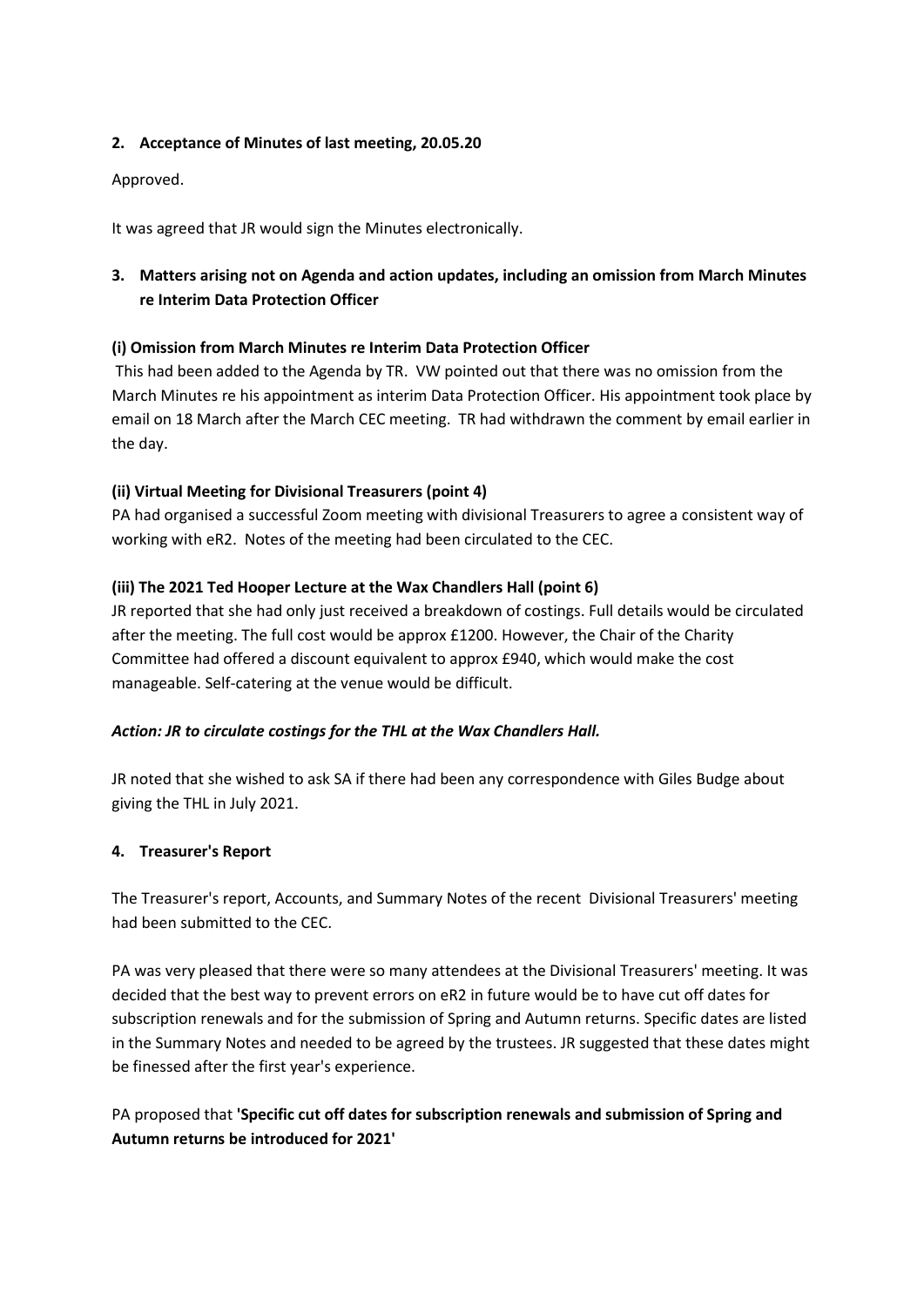## 2. Acceptance of Minutes of last meeting, 20.05.20

Approved.

It was agreed that JR would sign the Minutes electronically.

## 3. Matters arising not on Agenda and action updates, including an omission from March Minutes re Interim Data Protection Officer

### (i) Omission from March Minutes re Interim Data Protection Officer

This had been added to the Agenda by TR. VW pointed out that there was no omission from the March Minutes re his appointment as interim Data Protection Officer. His appointment took place by email on 18 March after the March CEC meeting. TR had withdrawn the comment by email earlier in the day.

### (ii) Virtual Meeting for Divisional Treasurers (point 4)

PA had organised a successful Zoom meeting with divisional Treasurers to agree a consistent way of working with eR2. Notes of the meeting had been circulated to the CEC.

### (iii) The 2021 Ted Hooper Lecture at the Wax Chandlers Hall (point 6)

JR reported that she had only just received a breakdown of costings. Full details would be circulated after the meeting. The full cost would be approx £1200. However, the Chair of the Charity Committee had offered a discount equivalent to approx £940, which would make the cost manageable. Self-catering at the venue would be difficult.

***Action: JR to circulate costings for the THL at the Wax Chandlers Hall.***

JR noted that she wished to ask SA if there had been any correspondence with Giles Budge about giving the THL in July 2021.

## 4. Treasurer's Report

The Treasurer's report, Accounts, and Summary Notes of the recent Divisional Treasurers' meeting had been submitted to the CEC.

PA was very pleased that there were so many attendees at the Divisional Treasurers' meeting. It was decided that the best way to prevent errors on eR2 in future would be to have cut off dates for subscription renewals and for the submission of Spring and Autumn returns. Specific dates are listed in the Summary Notes and needed to be agreed by the trustees. JR suggested that these dates might be finessed after the first year's experience.

PA proposed that **'Specific cut off dates for subscription renewals and submission of Spring and Autumn returns be introduced for 2021'**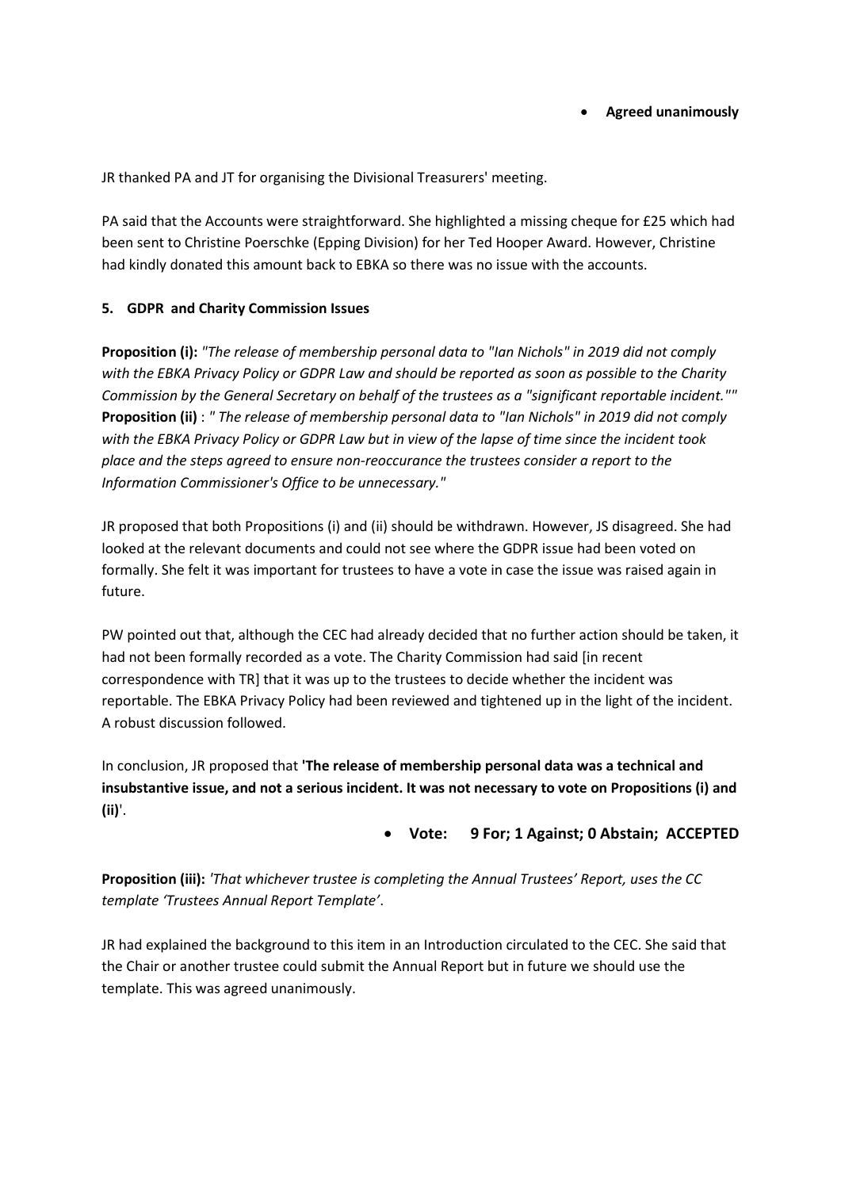- **Agreed unanimously**

JR thanked PA and JT for organising the Divisional Treasurers' meeting.

PA said that the Accounts were straightforward. She highlighted a missing cheque for £25 which had been sent to Christine Poerschke (Epping Division) for her Ted Hooper Award. However, Christine had kindly donated this amount back to EBKA so there was no issue with the accounts.

**5. GDPR and Charity Commission Issues**

**Proposition (i):** *"The release of membership personal data to "Ian Nichols" in 2019 did not comply with the EBKA Privacy Policy or GDPR Law and should be reported as soon as possible to the Charity Commission by the General Secretary on behalf of the trustees as a "significant reportable incident.""*
**Proposition (ii)** : *" The release of membership personal data to "Ian Nichols" in 2019 did not comply with the EBKA Privacy Policy or GDPR Law but in view of the lapse of time since the incident took place and the steps agreed to ensure non-reoccurance the trustees consider a report to the Information Commissioner's Office to be unnecessary."*

JR proposed that both Propositions (i) and (ii) should be withdrawn. However, JS disagreed. She had looked at the relevant documents and could not see where the GDPR issue had been voted on formally. She felt it was important for trustees to have a vote in case the issue was raised again in future.

PW pointed out that, although the CEC had already decided that no further action should be taken, it had not been formally recorded as a vote. The Charity Commission had said [in recent correspondence with TR] that it was up to the trustees to decide whether the incident was reportable. The EBKA Privacy Policy had been reviewed and tightened up in the light of the incident. A robust discussion followed.

In conclusion, JR proposed that **'The release of membership personal data was a technical and insubstantive issue, and not a serious incident. It was not necessary to vote on Propositions (i) and (ii)**'.

- **Vote: 9 For; 1 Against; 0 Abstain; ACCEPTED**

**Proposition (iii):** *'That whichever trustee is completing the Annual Trustees' Report, uses the CC template 'Trustees Annual Report Template'*.

JR had explained the background to this item in an Introduction circulated to the CEC. She said that the Chair or another trustee could submit the Annual Report but in future we should use the template. This was agreed unanimously.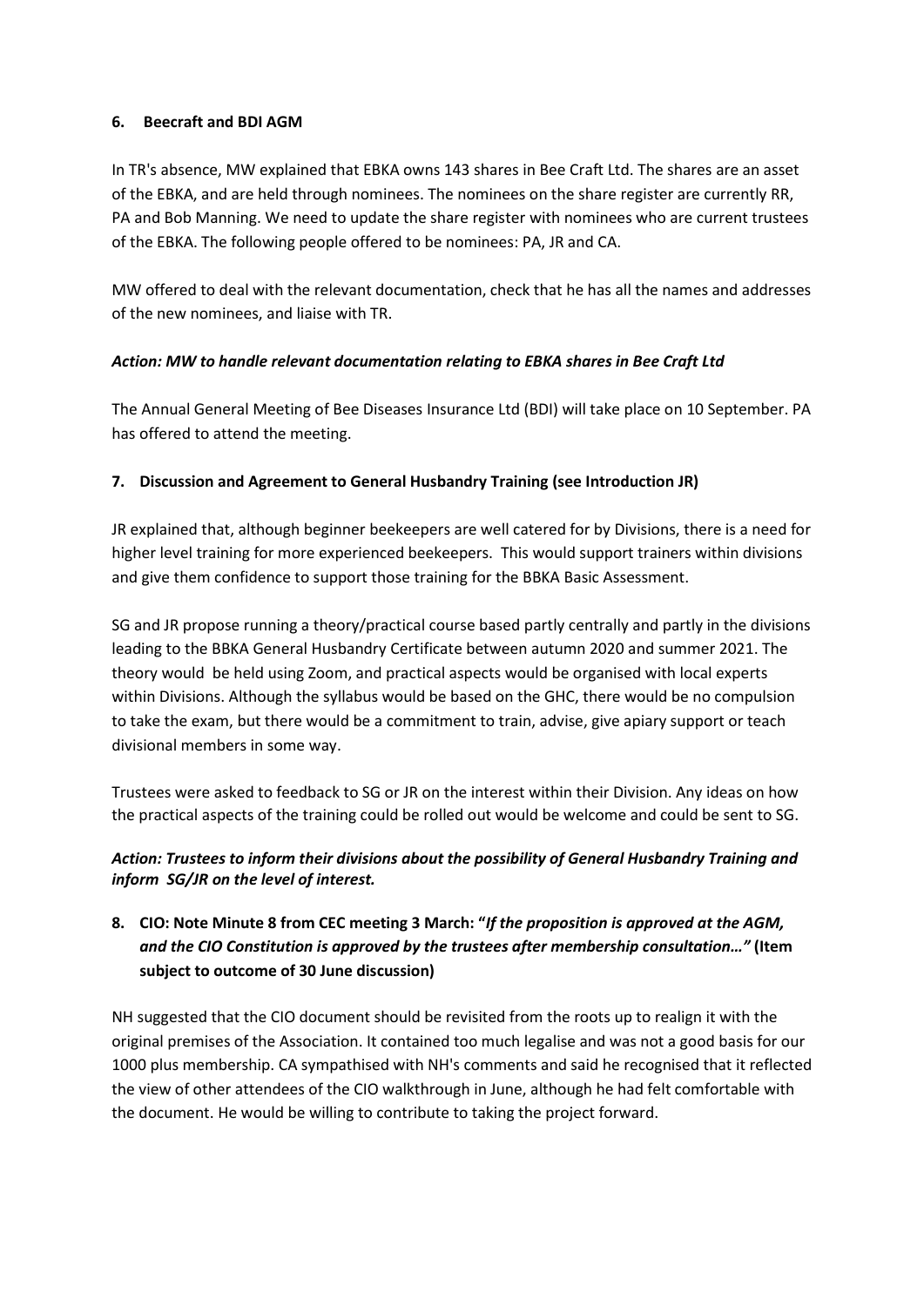## 6. Beecraft and BDI AGM

In TR's absence, MW explained that EBKA owns 143 shares in Bee Craft Ltd. The shares are an asset of the EBKA, and are held through nominees. The nominees on the share register are currently RR, PA and Bob Manning. We need to update the share register with nominees who are current trustees of the EBKA. The following people offered to be nominees: PA, JR and CA.

MW offered to deal with the relevant documentation, check that he has all the names and addresses of the new nominees, and liaise with TR.

***Action: MW to handle relevant documentation relating to EBKA shares in Bee Craft Ltd***

The Annual General Meeting of Bee Diseases Insurance Ltd (BDI) will take place on 10 September. PA has offered to attend the meeting.

## 7. Discussion and Agreement to General Husbandry Training (see Introduction JR)

JR explained that, although beginner beekeepers are well catered for by Divisions, there is a need for higher level training for more experienced beekeepers. This would support trainers within divisions and give them confidence to support those training for the BBKA Basic Assessment.

SG and JR propose running a theory/practical course based partly centrally and partly in the divisions leading to the BBKA General Husbandry Certificate between autumn 2020 and summer 2021. The theory would be held using Zoom, and practical aspects would be organised with local experts within Divisions. Although the syllabus would be based on the GHC, there would be no compulsion to take the exam, but there would be a commitment to train, advise, give apiary support or teach divisional members in some way.

Trustees were asked to feedback to SG or JR on the interest within their Division. Any ideas on how the practical aspects of the training could be rolled out would be welcome and could be sent to SG.

***Action: Trustees to inform their divisions about the possibility of General Husbandry Training and inform SG/JR on the level of interest.***

## 8. CIO: Note Minute 8 from CEC meeting 3 March: "*If the proposition is approved at the AGM, and the CIO Constitution is approved by the trustees after membership consultation…"* (Item subject to outcome of 30 June discussion)

NH suggested that the CIO document should be revisited from the roots up to realign it with the original premises of the Association. It contained too much legalise and was not a good basis for our 1000 plus membership. CA sympathised with NH's comments and said he recognised that it reflected the view of other attendees of the CIO walkthrough in June, although he had felt comfortable with the document. He would be willing to contribute to taking the project forward.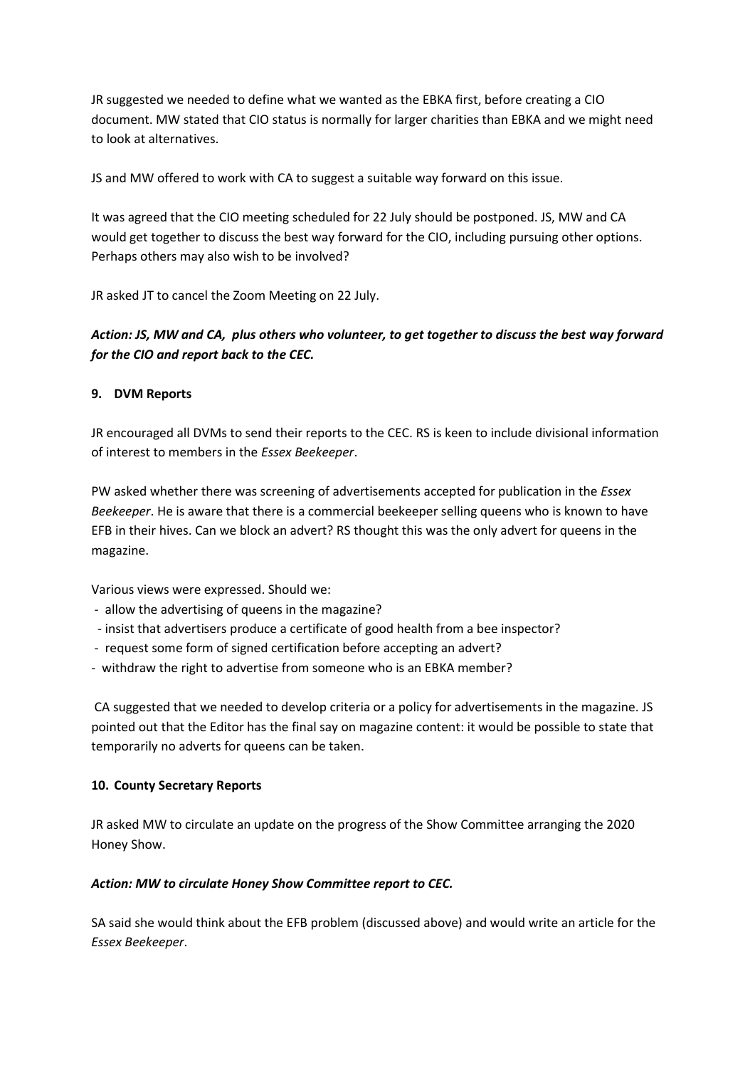JR suggested we needed to define what we wanted as the EBKA first, before creating a CIO document. MW stated that CIO status is normally for larger charities than EBKA and we might need to look at alternatives.

JS and MW offered to work with CA to suggest a suitable way forward on this issue.

It was agreed that the CIO meeting scheduled for 22 July should be postponed. JS, MW and CA would get together to discuss the best way forward for the CIO, including pursuing other options. Perhaps others may also wish to be involved?

JR asked JT to cancel the Zoom Meeting on 22 July.

***Action: JS, MW and CA, plus others who volunteer, to get together to discuss the best way forward for the CIO and report back to the CEC.***

**9. DVM Reports**

JR encouraged all DVMs to send their reports to the CEC. RS is keen to include divisional information of interest to members in the *Essex Beekeeper*.

PW asked whether there was screening of advertisements accepted for publication in the *Essex Beekeeper*. He is aware that there is a commercial beekeeper selling queens who is known to have EFB in their hives. Can we block an advert? RS thought this was the only advert for queens in the magazine.

Various views were expressed. Should we:

- allow the advertising of queens in the magazine?
- insist that advertisers produce a certificate of good health from a bee inspector?
- request some form of signed certification before accepting an advert?
- withdraw the right to advertise from someone who is an EBKA member?

CA suggested that we needed to develop criteria or a policy for advertisements in the magazine. JS pointed out that the Editor has the final say on magazine content: it would be possible to state that temporarily no adverts for queens can be taken.

**10. County Secretary Reports**

JR asked MW to circulate an update on the progress of the Show Committee arranging the 2020 Honey Show.

***Action: MW to circulate Honey Show Committee report to CEC.***

SA said she would think about the EFB problem (discussed above) and would write an article for the *Essex Beekeeper*.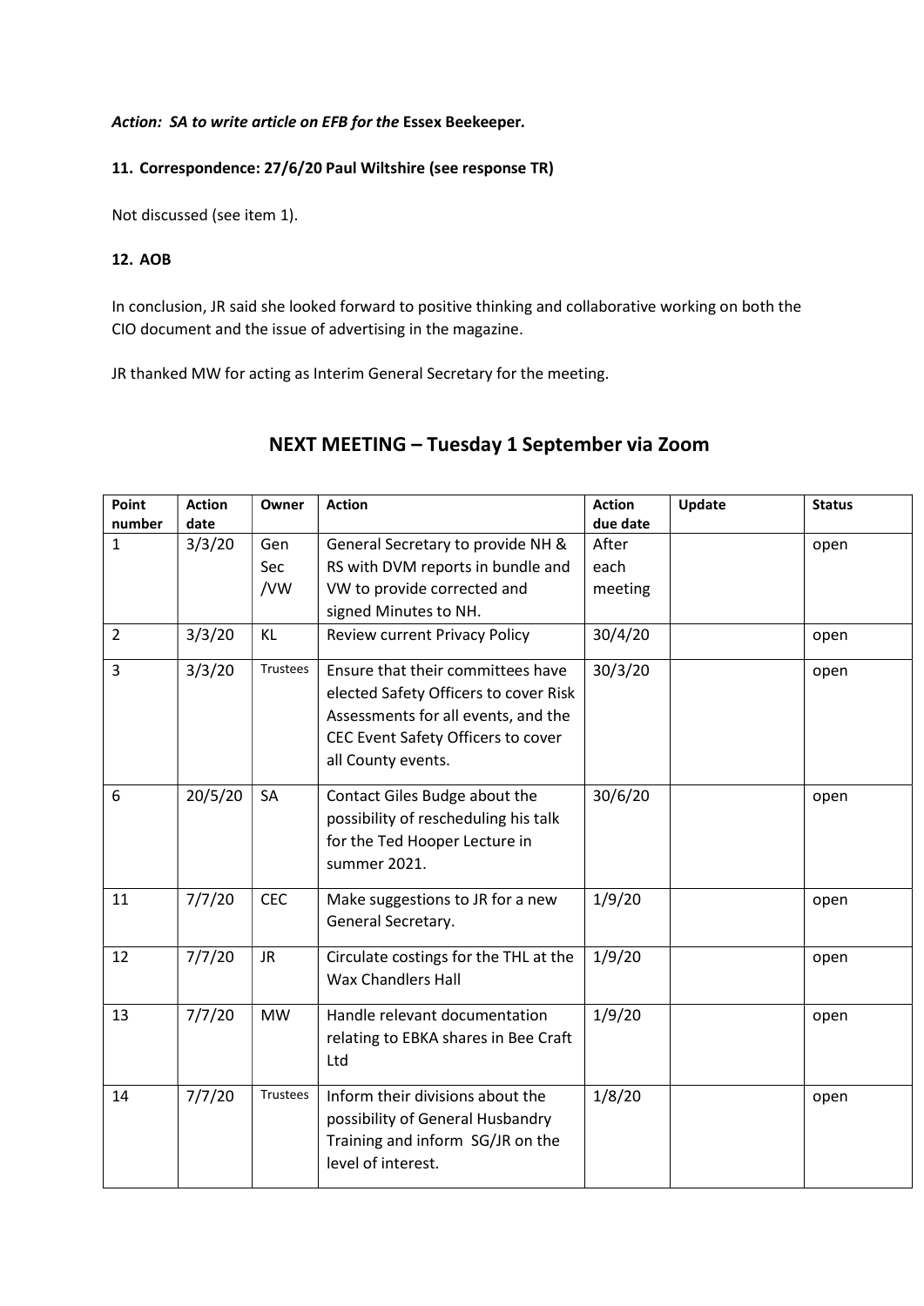***Action: SA to write article on EFB for the* Essex Beekeeper*.***

**11. Correspondence: 27/6/20 Paul Wiltshire (see response TR)**

Not discussed (see item 1).

**12. AOB**

In conclusion, JR said she looked forward to positive thinking and collaborative working on both the CIO document and the issue of advertising in the magazine.

JR thanked MW for acting as Interim General Secretary for the meeting.

## NEXT MEETING – Tuesday 1 September via Zoom

| Point number | Action date | Owner | Action | Action due date | Update | Status |
|---|---|---|---|---|---|---|
| 1 | 3/3/20 | Gen Sec /VW | General Secretary to provide NH & RS with DVM reports in bundle and VW to provide corrected and signed Minutes to NH. | After each meeting | | open |
| 2 | 3/3/20 | KL | Review current Privacy Policy | 30/4/20 | | open |
| 3 | 3/3/20 | Trustees | Ensure that their committees have elected Safety Officers to cover Risk Assessments for all events, and the CEC Event Safety Officers to cover all County events. | 30/3/20 | | open |
| 6 | 20/5/20 | SA | Contact Giles Budge about the possibility of rescheduling his talk for the Ted Hooper Lecture in summer 2021. | 30/6/20 | | open |
| 11 | 7/7/20 | CEC | Make suggestions to JR for a new General Secretary. | 1/9/20 | | open |
| 12 | 7/7/20 | JR | Circulate costings for the THL at the Wax Chandlers Hall | 1/9/20 | | open |
| 13 | 7/7/20 | MW | Handle relevant documentation relating to EBKA shares in Bee Craft Ltd | 1/9/20 | | open |
| 14 | 7/7/20 | Trustees | Inform their divisions about the possibility of General Husbandry Training and inform SG/JR on the level of interest. | 1/8/20 | | open |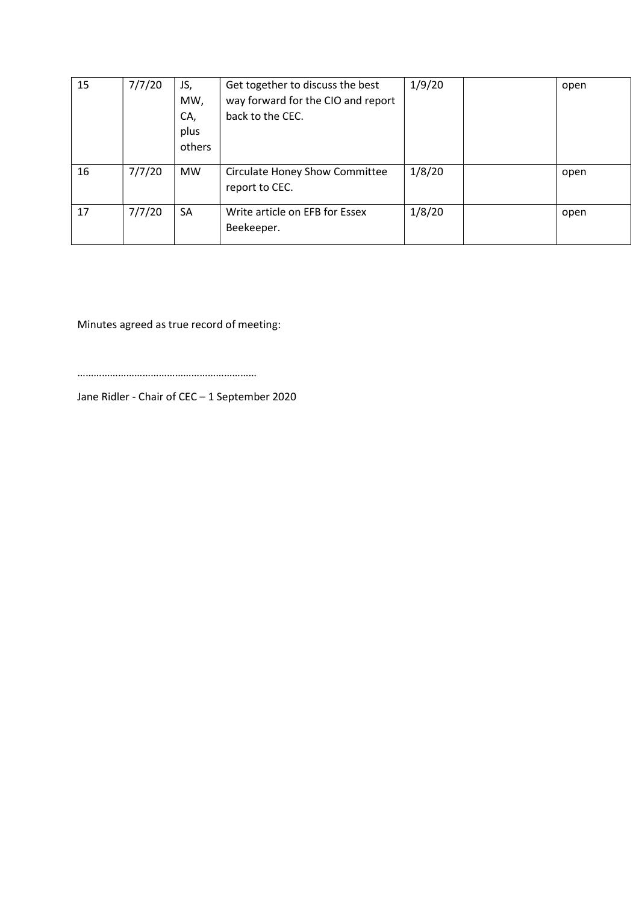| | | | | | | |
|---|---|---|---|---|---|---|
| 15 | 7/7/20 | JS, MW, CA, plus others | Get together to discuss the best way forward for the CIO and report back to the CEC. | 1/9/20 | | open |
| 16 | 7/7/20 | MW | Circulate Honey Show Committee report to CEC. | 1/8/20 | | open |
| 17 | 7/7/20 | SA | Write article on EFB for Essex Beekeeper. | 1/8/20 | | open |

Minutes agreed as true record of meeting:

…………………………………………………………

Jane Ridler - Chair of CEC – 1 September 2020